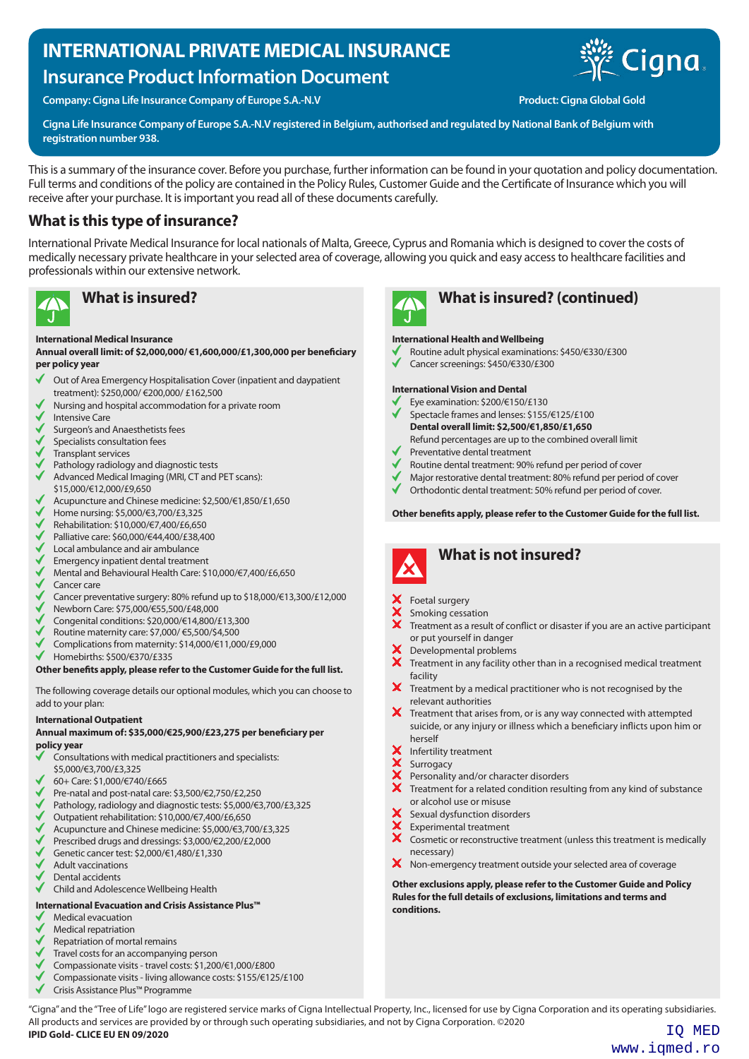# INTERNATIONAL PRIVATE MEDICAL INSURANCE

## Insurance Product Information Document

**Company: Cigna Life Insurance Company of Europe S.A.-N.V** **Product: Cigna Global Gold**

**Cigna Life Insurance Company of Europe S.A.-N.V registered in Belgium, authorised and regulated by National Bank of Belgium with registration number 938.**

This is a summary of the insurance cover. Before you purchase, further information can be found in your quotation and policy documentation. Full terms and conditions of the policy are contained in the Policy Rules, Customer Guide and the Certificate of Insurance which you will receive after your purchase. It is important you read all of these documents carefully.

## What is this type of insurance?

International Private Medical Insurance for local nationals of Malta, Greece, Cyprus and Romania which is designed to cover the costs of medically necessary private healthcare in your selected area of coverage, allowing you quick and easy access to healthcare facilities and professionals within our extensive network.

## What is insured?

**International Medical Insurance**
**Annual overall limit: of $2,000,000/ €1,600,000/£1,300,000 per beneficiary per policy year**

- Out of Area Emergency Hospitalisation Cover (inpatient and daypatient treatment): $250,000/ €200,000/ £162,500
- Nursing and hospital accommodation for a private room
- Intensive Care
- Surgeon's and Anaesthetists fees
- Specialists consultation fees
- Transplant services
- Pathology radiology and diagnostic tests
- Advanced Medical Imaging (MRI, CT and PET scans): $15,000/€12,000/£9,650
- Acupuncture and Chinese medicine: $2,500/€1,850/£1,650
- Home nursing: $5,000/€3,700/£3,325
- Rehabilitation: $10,000/€7,400/£6,650
- Palliative care: $60,000/€44,400/£38,400
- Local ambulance and air ambulance
- Emergency inpatient dental treatment
- Mental and Behavioural Health Care: $10,000/€7,400/£6,650
- Cancer care
- Cancer preventative surgery: 80% refund up to $18,000/€13,300/£12,000
- Newborn Care: $75,000/€55,500/£48,000
- Congenital conditions: $20,000/€14,800/£13,300
- Routine maternity care: $7,000/ €5,500/$4,500
- Complications from maternity: $14,000/€11,000/£9,000
- Homebirths: $500/€370/£335

**Other benefits apply, please refer to the Customer Guide for the full list.**

The following coverage details our optional modules, which you can choose to add to your plan:

**International Outpatient**
**Annual maximum of: $35,000/€25,900/£23,275 per beneficiary per policy year**

- Consultations with medical practitioners and specialists: $5,000/€3,700/£3,325
- 60+ Care: $1,000/€740/£665
- Pre-natal and post-natal care: $3,500/€2,750/£2,250
- Pathology, radiology and diagnostic tests: $5,000/€3,700/£3,325
- Outpatient rehabilitation: $10,000/€7,400/£6,650
- Acupuncture and Chinese medicine: $5,000/€3,700/£3,325
- Prescribed drugs and dressings: $3,000/€2,200/£2,000
- Genetic cancer test: $2,000/€1,480/£1,330
- Adult vaccinations
- Dental accidents
- Child and Adolescence Wellbeing Health

**International Evacuation and Crisis Assistance Plus™**

- Medical evacuation
- Medical repatriation
- Repatriation of mortal remains
- Travel costs for an accompanying person
- Compassionate visits - travel costs: $1,200/€1,000/£800
- Compassionate visits - living allowance costs: $155/€125/£100
- Crisis Assistance Plus™ Programme

## What is insured? (continued)

**International Health and Wellbeing**

- Routine adult physical examinations: $450/€330/£300
- Cancer screenings: $450/€330/£300

**International Vision and Dental**

- Eye examination: $200/€150/£130
- Spectacle frames and lenses: $155/€125/£100

**Dental overall limit: $2,500/€1,850/£1,650**
Refund percentages are up to the combined overall limit

- Preventative dental treatment
- Routine dental treatment: 90% refund per period of cover
- Major restorative dental treatment: 80% refund per period of cover
- Orthodontic dental treatment: 50% refund per period of cover.

**Other benefits apply, please refer to the Customer Guide for the full list.**

## What is not insured?

- Foetal surgery
- Smoking cessation
- Treatment as a result of conflict or disaster if you are an active participant or put yourself in danger
- Developmental problems
- Treatment in any facility other than in a recognised medical treatment facility
- Treatment by a medical practitioner who is not recognised by the relevant authorities
- Treatment that arises from, or is any way connected with attempted suicide, or any injury or illness which a beneficiary inflicts upon him or herself
- Infertility treatment
- Surrogacy
- Personality and/or character disorders
- Treatment for a related condition resulting from any kind of substance or alcohol use or misuse
- Sexual dysfunction disorders
- Experimental treatment
- Cosmetic or reconstructive treatment (unless this treatment is medically necessary)
- Non-emergency treatment outside your selected area of coverage

**Other exclusions apply, please refer to the Customer Guide and Policy Rules for the full details of exclusions, limitations and terms and conditions.**

"Cigna" and the "Tree of Life" logo are registered service marks of Cigna Intellectual Property, Inc., licensed for use by Cigna Corporation and its operating subsidiaries. All products and services are provided by or through such operating subsidiaries, and not by Cigna Corporation. ©2020

**IPID Gold- CLICE EU EN 09/2020**

IQ MED
www.iqmed.ro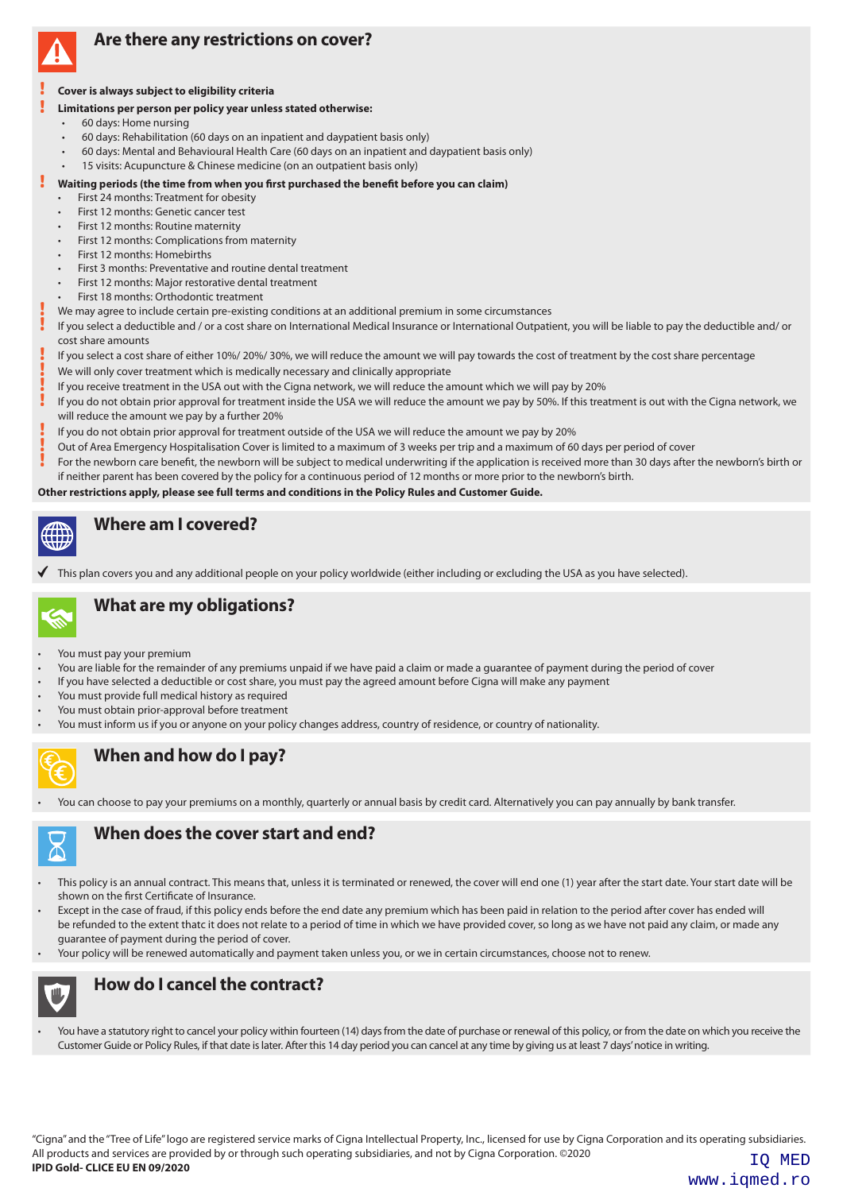## Are there any restrictions on cover?

- **Cover is always subject to eligibility criteria**
- **Limitations per person per policy year unless stated otherwise:**
  - 60 days: Home nursing
  - 60 days: Rehabilitation (60 days on an inpatient and daypatient basis only)
  - 60 days: Mental and Behavioural Health Care (60 days on an inpatient and daypatient basis only)
  - 15 visits: Acupuncture & Chinese medicine (on an outpatient basis only)
- **Waiting periods (the time from when you first purchased the benefit before you can claim)**
  - First 24 months: Treatment for obesity
  - First 12 months: Genetic cancer test
  - First 12 months: Routine maternity
  - First 12 months: Complications from maternity
  - First 12 months: Homebirths
  - First 3 months: Preventative and routine dental treatment
  - First 12 months: Major restorative dental treatment
  - First 18 months: Orthodontic treatment
- We may agree to include certain pre-existing conditions at an additional premium in some circumstances
- If you select a deductible and / or a cost share on International Medical Insurance or International Outpatient, you will be liable to pay the deductible and/ or cost share amounts
- If you select a cost share of either 10%/ 20%/ 30%, we will reduce the amount we will pay towards the cost of treatment by the cost share percentage
- We will only cover treatment which is medically necessary and clinically appropriate
- If you receive treatment in the USA out with the Cigna network, we will reduce the amount which we will pay by 20%
- If you do not obtain prior approval for treatment inside the USA we will reduce the amount we pay by 50%. If this treatment is out with the Cigna network, we will reduce the amount we pay by a further 20%
- If you do not obtain prior approval for treatment outside of the USA we will reduce the amount we pay by 20%
- Out of Area Emergency Hospitalisation Cover is limited to a maximum of 3 weeks per trip and a maximum of 60 days per period of cover
- For the newborn care benefit, the newborn will be subject to medical underwriting if the application is received more than 30 days after the newborn's birth or if neither parent has been covered by the policy for a continuous period of 12 months or more prior to the newborn's birth.

**Other restrictions apply, please see full terms and conditions in the Policy Rules and Customer Guide.**

## Where am I covered?

✓ This plan covers you and any additional people on your policy worldwide (either including or excluding the USA as you have selected).

## What are my obligations?

- You must pay your premium
- You are liable for the remainder of any premiums unpaid if we have paid a claim or made a guarantee of payment during the period of cover
- If you have selected a deductible or cost share, you must pay the agreed amount before Cigna will make any payment
- You must provide full medical history as required
- You must obtain prior-approval before treatment
- You must inform us if you or anyone on your policy changes address, country of residence, or country of nationality.

## When and how do I pay?

- You can choose to pay your premiums on a monthly, quarterly or annual basis by credit card. Alternatively you can pay annually by bank transfer.

## When does the cover start and end?

- This policy is an annual contract. This means that, unless it is terminated or renewed, the cover will end one (1) year after the start date. Your start date will be shown on the first Certificate of Insurance.
- Except in the case of fraud, if this policy ends before the end date any premium which has been paid in relation to the period after cover has ended will be refunded to the extent thatc it does not relate to a period of time in which we have provided cover, so long as we have not paid any claim, or made any guarantee of payment during the period of cover.
- Your policy will be renewed automatically and payment taken unless you, or we in certain circumstances, choose not to renew.

## How do I cancel the contract?

- You have a statutory right to cancel your policy within fourteen (14) days from the date of purchase or renewal of this policy, or from the date on which you receive the Customer Guide or Policy Rules, if that date is later. After this 14 day period you can cancel at any time by giving us at least 7 days' notice in writing.

"Cigna" and the "Tree of Life" logo are registered service marks of Cigna Intellectual Property, Inc., licensed for use by Cigna Corporation and its operating subsidiaries. All products and services are provided by or through such operating subsidiaries, and not by Cigna Corporation. ©2020

**IPID Gold- CLICE EU EN 09/2020**

IQ MED
www.iqmed.ro